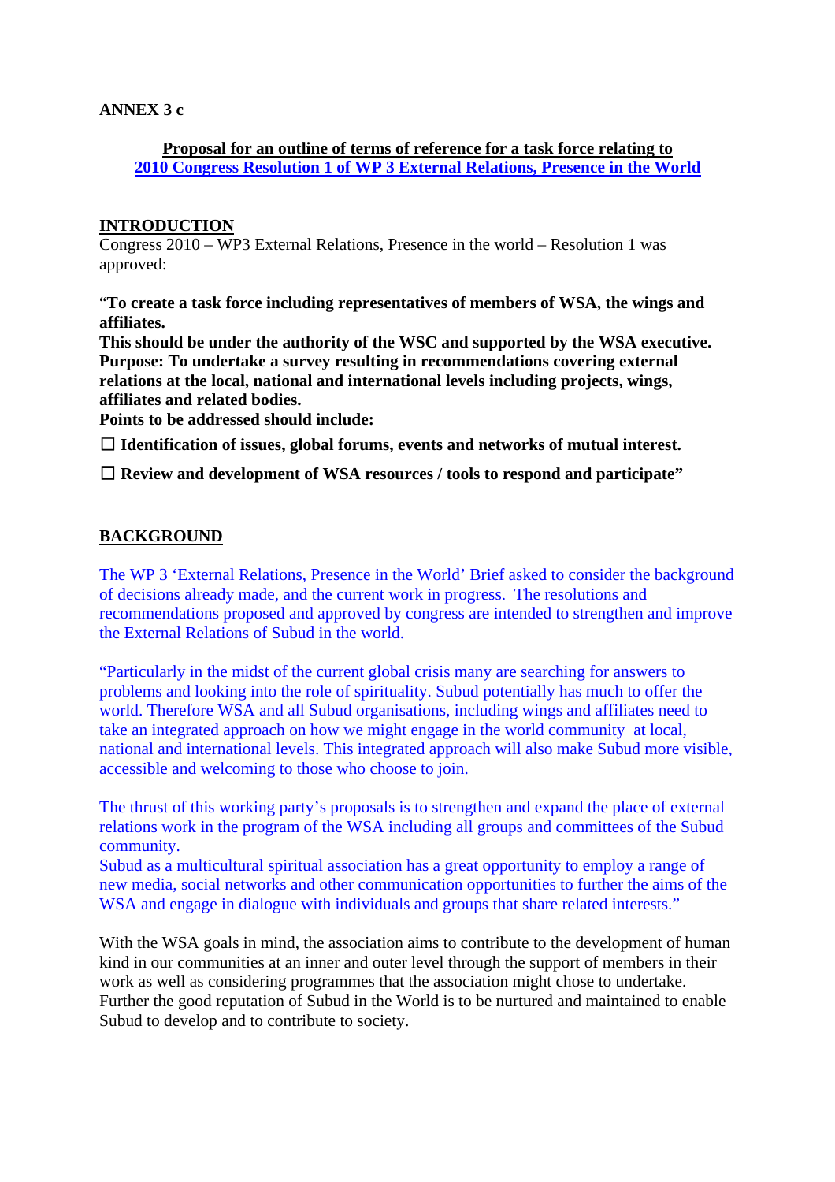**ANNEX 3 c**

**Proposal for an outline of terms of reference for a task force relating to**
**2010 Congress Resolution 1 of WP 3 External Relations, Presence in the World**

## INTRODUCTION

Congress 2010 – WP3 External Relations, Presence in the world – Resolution 1 was approved:

"**To create a task force including representatives of members of WSA, the wings and affiliates.**
**This should be under the authority of the WSC and supported by the WSA executive.**
**Purpose: To undertake a survey resulting in recommendations covering external relations at the local, national and international levels including projects, wings, affiliates and related bodies.**
**Points to be addressed should include:**

☐ **Identification of issues, global forums, events and networks of mutual interest.**

☐ **Review and development of WSA resources / tools to respond and participate"**

## BACKGROUND

The WP 3 'External Relations, Presence in the World' Brief asked to consider the background of decisions already made, and the current work in progress. The resolutions and recommendations proposed and approved by congress are intended to strengthen and improve the External Relations of Subud in the world.

"Particularly in the midst of the current global crisis many are searching for answers to problems and looking into the role of spirituality. Subud potentially has much to offer the world. Therefore WSA and all Subud organisations, including wings and affiliates need to take an integrated approach on how we might engage in the world community at local, national and international levels. This integrated approach will also make Subud more visible, accessible and welcoming to those who choose to join.

The thrust of this working party's proposals is to strengthen and expand the place of external relations work in the program of the WSA including all groups and committees of the Subud community.
Subud as a multicultural spiritual association has a great opportunity to employ a range of new media, social networks and other communication opportunities to further the aims of the WSA and engage in dialogue with individuals and groups that share related interests."

With the WSA goals in mind, the association aims to contribute to the development of human kind in our communities at an inner and outer level through the support of members in their work as well as considering programmes that the association might chose to undertake. Further the good reputation of Subud in the World is to be nurtured and maintained to enable Subud to develop and to contribute to society.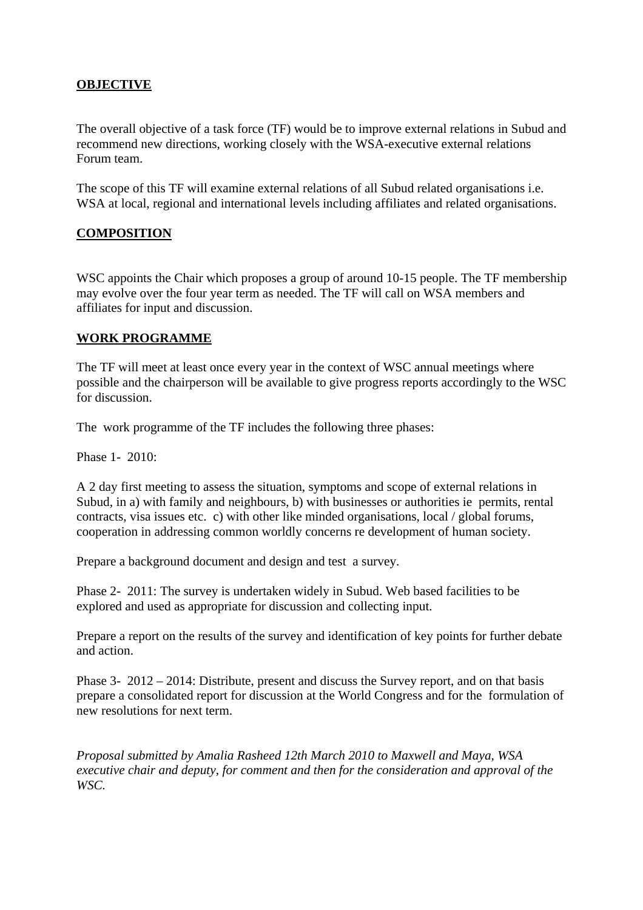**OBJECTIVE**

The overall objective of a task force (TF) would be to improve external relations in Subud and recommend new directions, working closely with the WSA-executive external relations Forum team.

The scope of this TF will examine external relations of all Subud related organisations i.e. WSA at local, regional and international levels including affiliates and related organisations.

**COMPOSITION**

WSC appoints the Chair which proposes a group of around 10-15 people. The TF membership may evolve over the four year term as needed. The TF will call on WSA members and affiliates for input and discussion.

**WORK PROGRAMME**

The TF will meet at least once every year in the context of WSC annual meetings where possible and the chairperson will be available to give progress reports accordingly to the WSC for discussion.

The work programme of the TF includes the following three phases:

Phase 1- 2010:

A 2 day first meeting to assess the situation, symptoms and scope of external relations in Subud, in a) with family and neighbours, b) with businesses or authorities ie permits, rental contracts, visa issues etc. c) with other like minded organisations, local / global forums, cooperation in addressing common worldly concerns re development of human society.

Prepare a background document and design and test a survey.

Phase 2- 2011: The survey is undertaken widely in Subud. Web based facilities to be explored and used as appropriate for discussion and collecting input.

Prepare a report on the results of the survey and identification of key points for further debate and action.

Phase 3- 2012 – 2014: Distribute, present and discuss the Survey report, and on that basis prepare a consolidated report for discussion at the World Congress and for the formulation of new resolutions for next term.

*Proposal submitted by Amalia Rasheed 12th March 2010 to Maxwell and Maya, WSA executive chair and deputy, for comment and then for the consideration and approval of the WSC.*